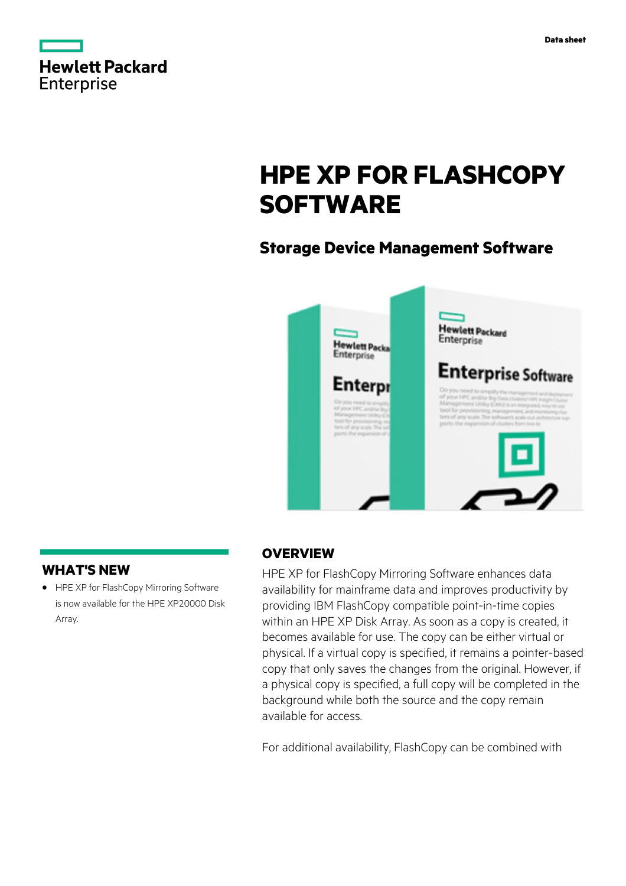Data sheet

# HPE XP FOR FLASHCOPY SOFTWARE

## Storage Device Management Software

## WHAT'S NEW

- HPE XP for FlashCopy Mirroring Software is now available for the HPE XP20000 Disk Array.

## OVERVIEW

HPE XP for FlashCopy Mirroring Software enhances data availability for mainframe data and improves productivity by providing IBM FlashCopy compatible point-in-time copies within an HPE XP Disk Array. As soon as a copy is created, it becomes available for use. The copy can be either virtual or physical. If a virtual copy is specified, it remains a pointer-based copy that only saves the changes from the original. However, if a physical copy is specified, a full copy will be completed in the background while both the source and the copy remain available for access.

For additional availability, FlashCopy can be combined with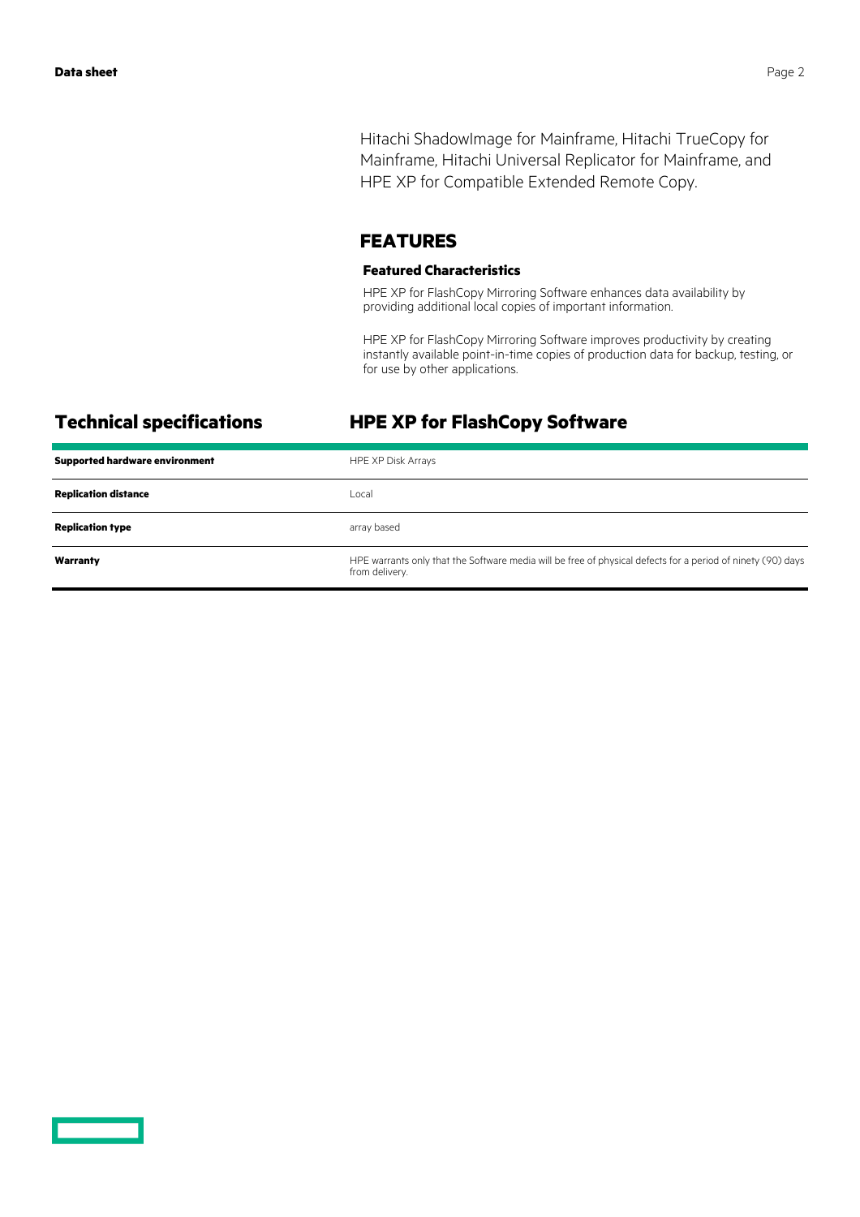Hitachi ShadowImage for Mainframe, Hitachi TrueCopy for Mainframe, Hitachi Universal Replicator for Mainframe, and HPE XP for Compatible Extended Remote Copy.

## FEATURES

### Featured Characteristics

HPE XP for FlashCopy Mirroring Software enhances data availability by providing additional local copies of important information.

HPE XP for FlashCopy Mirroring Software improves productivity by creating instantly available point-in-time copies of production data for backup, testing, or for use by other applications.

## Technical specifications

## HPE XP for FlashCopy Software

| | |
|---|---|
| **Supported hardware environment** | HPE XP Disk Arrays |
| **Replication distance** | Local |
| **Replication type** | array based |
| **Warranty** | HPE warrants only that the Software media will be free of physical defects for a period of ninety (90) days from delivery. |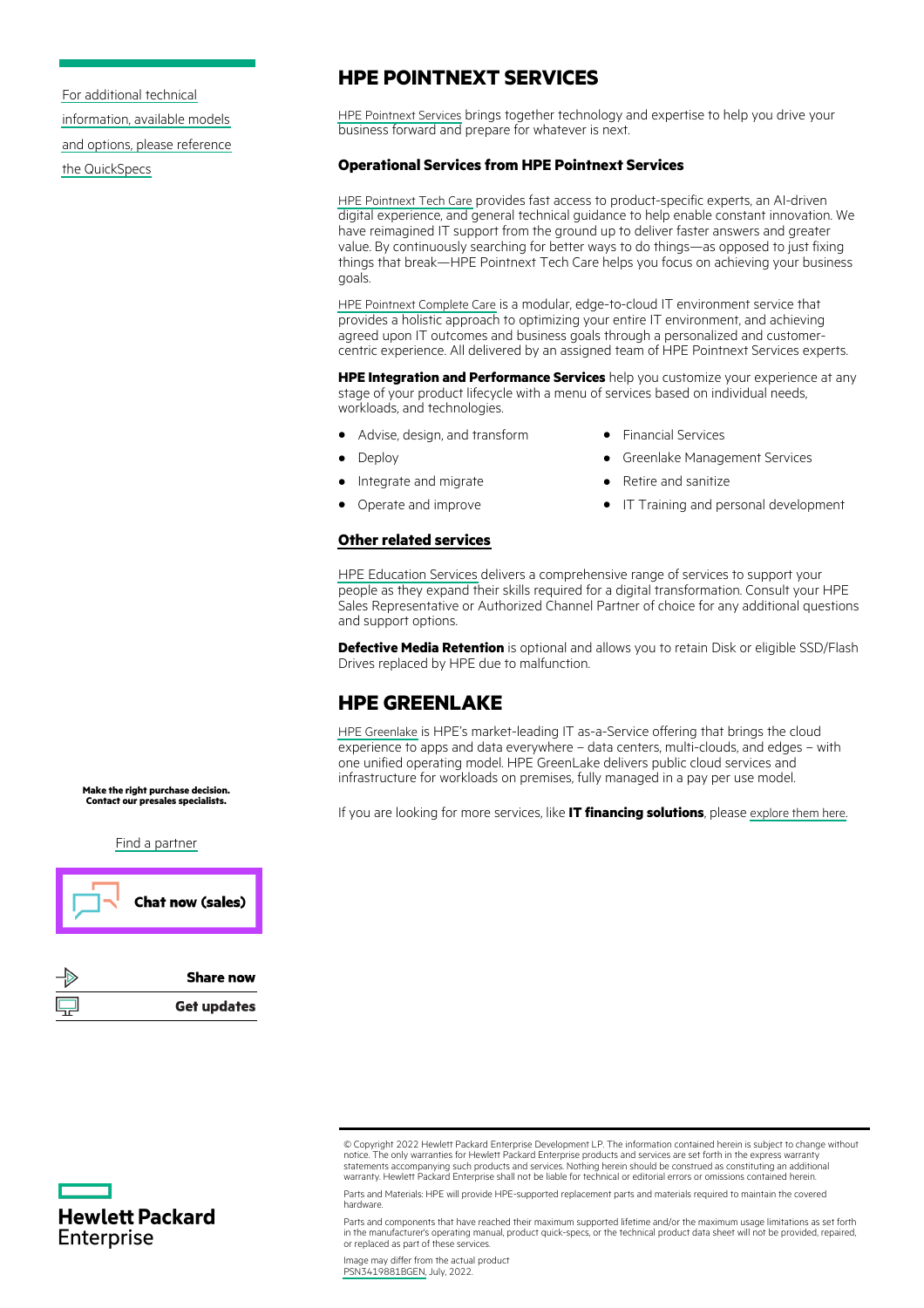For additional technical information, available models and options, please reference the QuickSpecs

# HPE POINTNEXT SERVICES

HPE Pointnext Services brings together technology and expertise to help you drive your business forward and prepare for whatever is next.

### Operational Services from HPE Pointnext Services

HPE Pointnext Tech Care provides fast access to product-specific experts, an AI-driven digital experience, and general technical guidance to help enable constant innovation. We have reimagined IT support from the ground up to deliver faster answers and greater value. By continuously searching for better ways to do things—as opposed to just fixing things that break—HPE Pointnext Tech Care helps you focus on achieving your business goals.

HPE Pointnext Complete Care is a modular, edge-to-cloud IT environment service that provides a holistic approach to optimizing your entire IT environment, and achieving agreed upon IT outcomes and business goals through a personalized and customer-centric experience. All delivered by an assigned team of HPE Pointnext Services experts.

**HPE Integration and Performance Services** help you customize your experience at any stage of your product lifecycle with a menu of services based on individual needs, workloads, and technologies.

- Advise, design, and transform
- Deploy
- Integrate and migrate
- Operate and improve
- Financial Services
- Greenlake Management Services
- Retire and sanitize
- IT Training and personal development

### Other related services

HPE Education Services delivers a comprehensive range of services to support your people as they expand their skills required for a digital transformation. Consult your HPE Sales Representative or Authorized Channel Partner of choice for any additional questions and support options.

**Defective Media Retention** is optional and allows you to retain Disk or eligible SSD/Flash Drives replaced by HPE due to malfunction.

# HPE GREENLAKE

HPE Greenlake is HPE's market-leading IT as-a-Service offering that brings the cloud experience to apps and data everywhere – data centers, multi-clouds, and edges – with one unified operating model. HPE GreenLake delivers public cloud services and infrastructure for workloads on premises, fully managed in a pay per use model.

If you are looking for more services, like **IT financing solutions**, please explore them here.

**Make the right purchase decision. Contact our presales specialists.**

Find a partner

**Chat now (sales)**

**Share now**

**Get updates**

© Copyright 2022 Hewlett Packard Enterprise Development LP. The information contained herein is subject to change without notice. The only warranties for Hewlett Packard Enterprise products and services are set forth in the express warranty statements accompanying such products and services. Nothing herein should be construed as constituting an additional warranty. Hewlett Packard Enterprise shall not be liable for technical or editorial errors or omissions contained herein.

Parts and Materials: HPE will provide HPE-supported replacement parts and materials required to maintain the covered hardware.

Parts and components that have reached their maximum supported lifetime and/or the maximum usage limitations as set forth in the manufacturer's operating manual, product quick-specs, or the technical product data sheet will not be provided, repaired, or replaced as part of these services.

Image may differ from the actual product

PSN3419881BGEN, July, 2022.

**Hewlett Packard** Enterprise